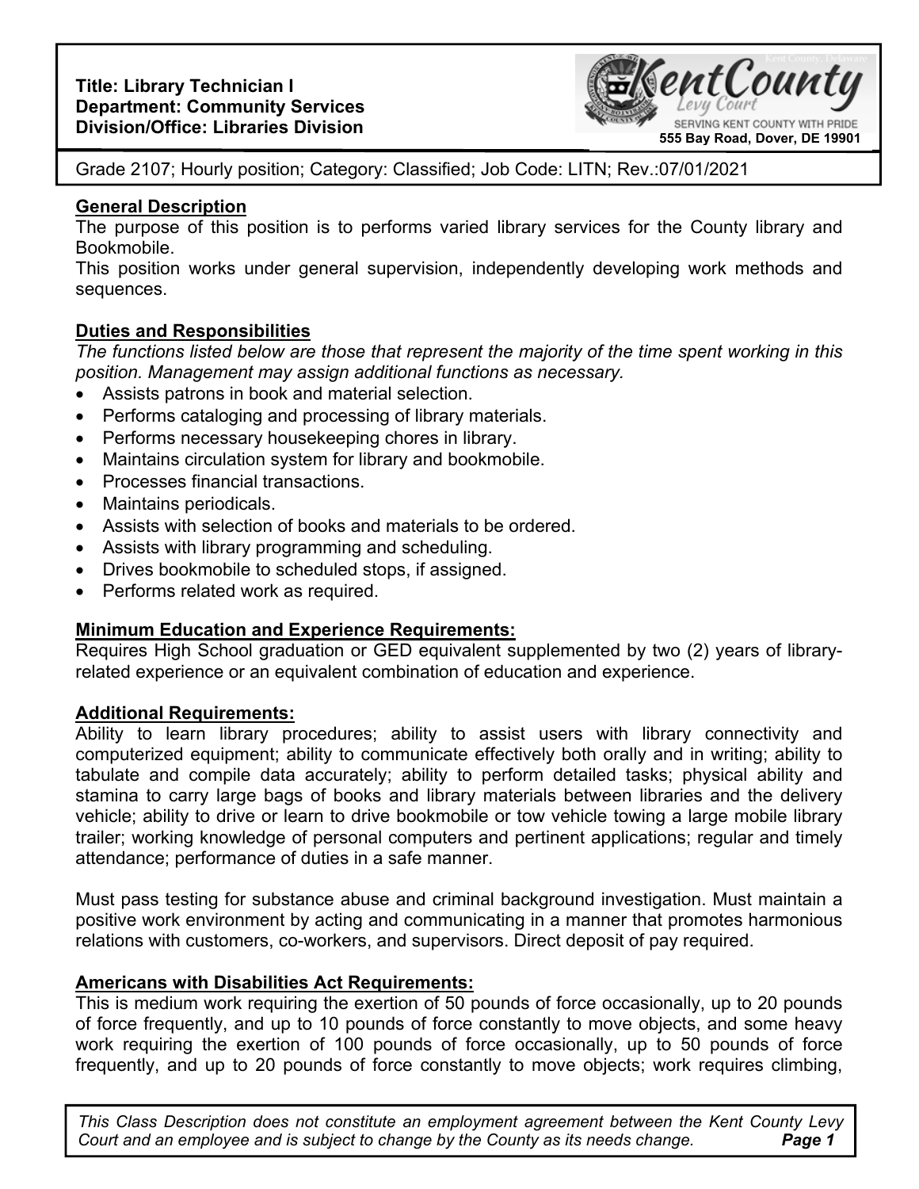**Title: Library Technician I**
**Department: Community Services**
**Division/Office: Libraries Division**

555 Bay Road, Dover, DE 19901

Grade 2107; Hourly position; Category: Classified; Job Code: LITN; Rev.:07/01/2021

## General Description

The purpose of this position is to performs varied library services for the County library and Bookmobile.

This position works under general supervision, independently developing work methods and sequences.

## Duties and Responsibilities

*The functions listed below are those that represent the majority of the time spent working in this position. Management may assign additional functions as necessary.*

- Assists patrons in book and material selection.
- Performs cataloging and processing of library materials.
- Performs necessary housekeeping chores in library.
- Maintains circulation system for library and bookmobile.
- Processes financial transactions.
- Maintains periodicals.
- Assists with selection of books and materials to be ordered.
- Assists with library programming and scheduling.
- Drives bookmobile to scheduled stops, if assigned.
- Performs related work as required.

## Minimum Education and Experience Requirements:

Requires High School graduation or GED equivalent supplemented by two (2) years of library-related experience or an equivalent combination of education and experience.

## Additional Requirements:

Ability to learn library procedures; ability to assist users with library connectivity and computerized equipment; ability to communicate effectively both orally and in writing; ability to tabulate and compile data accurately; ability to perform detailed tasks; physical ability and stamina to carry large bags of books and library materials between libraries and the delivery vehicle; ability to drive or learn to drive bookmobile or tow vehicle towing a large mobile library trailer; working knowledge of personal computers and pertinent applications; regular and timely attendance; performance of duties in a safe manner.

Must pass testing for substance abuse and criminal background investigation. Must maintain a positive work environment by acting and communicating in a manner that promotes harmonious relations with customers, co-workers, and supervisors. Direct deposit of pay required.

## Americans with Disabilities Act Requirements:

This is medium work requiring the exertion of 50 pounds of force occasionally, up to 20 pounds of force frequently, and up to 10 pounds of force constantly to move objects, and some heavy work requiring the exertion of 100 pounds of force occasionally, up to 50 pounds of force frequently, and up to 20 pounds of force constantly to move objects; work requires climbing,

*This Class Description does not constitute an employment agreement between the Kent County Levy Court and an employee and is subject to change by the County as its needs change.*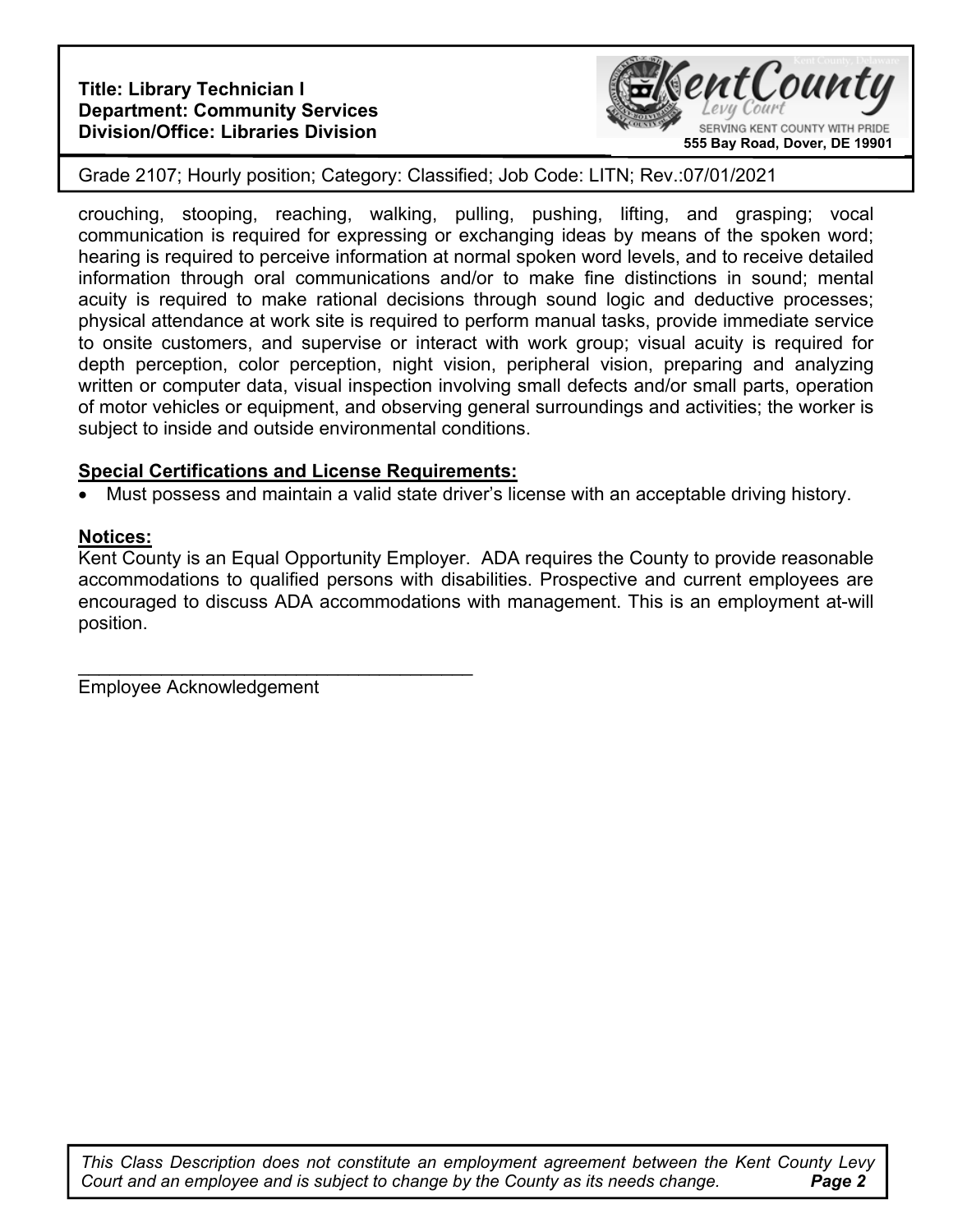crouching, stooping, reaching, walking, pulling, pushing, lifting, and grasping; vocal communication is required for expressing or exchanging ideas by means of the spoken word; hearing is required to perceive information at normal spoken word levels, and to receive detailed information through oral communications and/or to make fine distinctions in sound; mental acuity is required to make rational decisions through sound logic and deductive processes; physical attendance at work site is required to perform manual tasks, provide immediate service to onsite customers, and supervise or interact with work group; visual acuity is required for depth perception, color perception, night vision, peripheral vision, preparing and analyzing written or computer data, visual inspection involving small defects and/or small parts, operation of motor vehicles or equipment, and observing general surroundings and activities; the worker is subject to inside and outside environmental conditions.

**Special Certifications and License Requirements:**

- Must possess and maintain a valid state driver's license with an acceptable driving history.

**Notices:**

Kent County is an Equal Opportunity Employer. ADA requires the County to provide reasonable accommodations to qualified persons with disabilities. Prospective and current employees are encouraged to discuss ADA accommodations with management. This is an employment at-will position.

________________________________________

Employee Acknowledgement